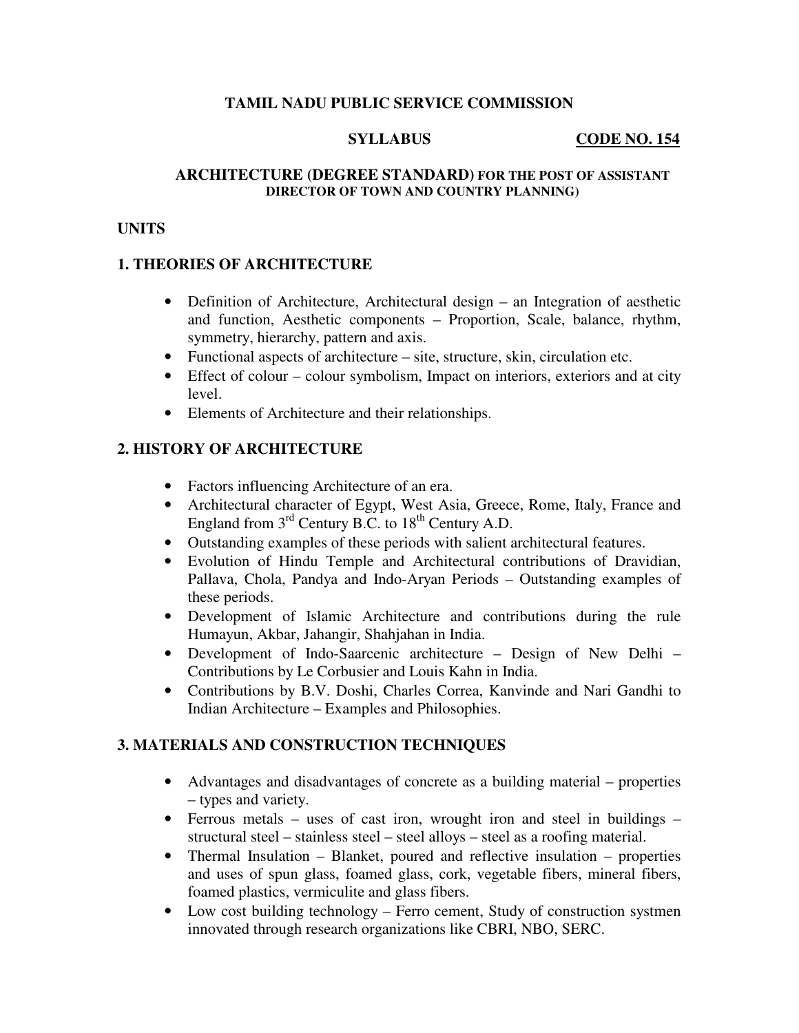# TAMIL NADU PUBLIC SERVICE COMMISSION

**SYLLABUS** **CODE NO. 154**

## ARCHITECTURE (DEGREE STANDARD) FOR THE POST OF ASSISTANT DIRECTOR OF TOWN AND COUNTRY PLANNING)

**UNITS**

## 1. THEORIES OF ARCHITECTURE

- Definition of Architecture, Architectural design – an Integration of aesthetic and function, Aesthetic components – Proportion, Scale, balance, rhythm, symmetry, hierarchy, pattern and axis.
- Functional aspects of architecture – site, structure, skin, circulation etc.
- Effect of colour – colour symbolism, Impact on interiors, exteriors and at city level.
- Elements of Architecture and their relationships.

## 2. HISTORY OF ARCHITECTURE

- Factors influencing Architecture of an era.
- Architectural character of Egypt, West Asia, Greece, Rome, Italy, France and England from 3rd Century B.C. to 18th Century A.D.
- Outstanding examples of these periods with salient architectural features.
- Evolution of Hindu Temple and Architectural contributions of Dravidian, Pallava, Chola, Pandya and Indo-Aryan Periods – Outstanding examples of these periods.
- Development of Islamic Architecture and contributions during the rule Humayun, Akbar, Jahangir, Shahjahan in India.
- Development of Indo-Saarcenic architecture – Design of New Delhi – Contributions by Le Corbusier and Louis Kahn in India.
- Contributions by B.V. Doshi, Charles Correa, Kanvinde and Nari Gandhi to Indian Architecture – Examples and Philosophies.

## 3. MATERIALS AND CONSTRUCTION TECHNIQUES

- Advantages and disadvantages of concrete as a building material – properties – types and variety.
- Ferrous metals – uses of cast iron, wrought iron and steel in buildings – structural steel – stainless steel – steel alloys – steel as a roofing material.
- Thermal Insulation – Blanket, poured and reflective insulation – properties and uses of spun glass, foamed glass, cork, vegetable fibers, mineral fibers, foamed plastics, vermiculite and glass fibers.
- Low cost building technology – Ferro cement, Study of construction systmen innovated through research organizations like CBRI, NBO, SERC.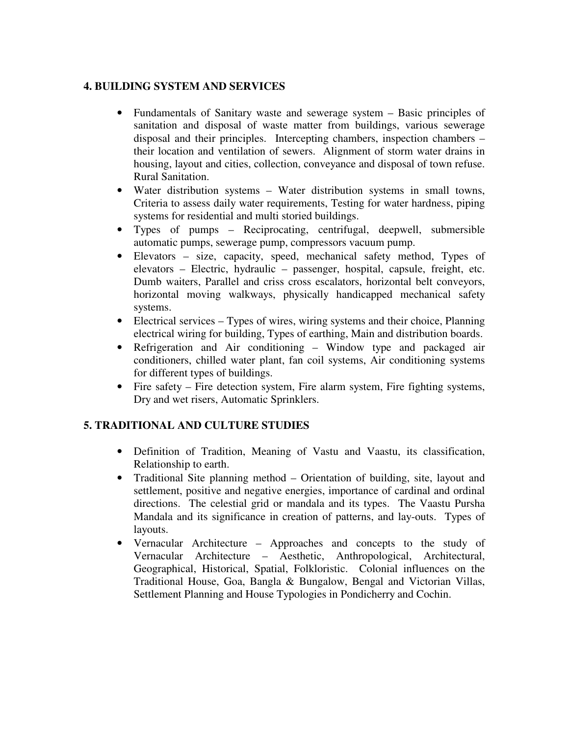## 4. BUILDING SYSTEM AND SERVICES

- Fundamentals of Sanitary waste and sewerage system – Basic principles of sanitation and disposal of waste matter from buildings, various sewerage disposal and their principles. Intercepting chambers, inspection chambers – their location and ventilation of sewers. Alignment of storm water drains in housing, layout and cities, collection, conveyance and disposal of town refuse. Rural Sanitation.
- Water distribution systems – Water distribution systems in small towns, Criteria to assess daily water requirements, Testing for water hardness, piping systems for residential and multi storied buildings.
- Types of pumps – Reciprocating, centrifugal, deepwell, submersible automatic pumps, sewerage pump, compressors vacuum pump.
- Elevators – size, capacity, speed, mechanical safety method, Types of elevators – Electric, hydraulic – passenger, hospital, capsule, freight, etc. Dumb waiters, Parallel and criss cross escalators, horizontal belt conveyors, horizontal moving walkways, physically handicapped mechanical safety systems.
- Electrical services – Types of wires, wiring systems and their choice, Planning electrical wiring for building, Types of earthing, Main and distribution boards.
- Refrigeration and Air conditioning – Window type and packaged air conditioners, chilled water plant, fan coil systems, Air conditioning systems for different types of buildings.
- Fire safety – Fire detection system, Fire alarm system, Fire fighting systems, Dry and wet risers, Automatic Sprinklers.

## 5. TRADITIONAL AND CULTURE STUDIES

- Definition of Tradition, Meaning of Vastu and Vaastu, its classification, Relationship to earth.
- Traditional Site planning method – Orientation of building, site, layout and settlement, positive and negative energies, importance of cardinal and ordinal directions. The celestial grid or mandala and its types. The Vaastu Pursha Mandala and its significance in creation of patterns, and lay-outs. Types of layouts.
- Vernacular Architecture – Approaches and concepts to the study of Vernacular Architecture – Aesthetic, Anthropological, Architectural, Geographical, Historical, Spatial, Folkloristic. Colonial influences on the Traditional House, Goa, Bangla & Bungalow, Bengal and Victorian Villas, Settlement Planning and House Typologies in Pondicherry and Cochin.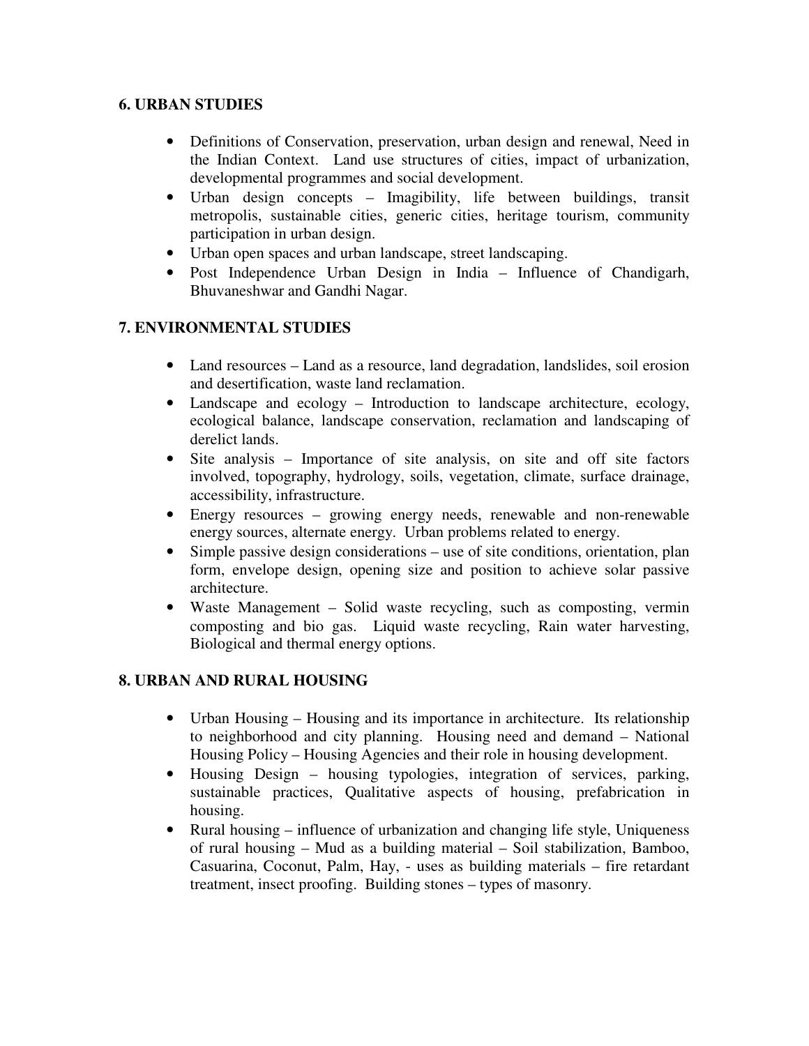## 6. URBAN STUDIES

- Definitions of Conservation, preservation, urban design and renewal, Need in the Indian Context. Land use structures of cities, impact of urbanization, developmental programmes and social development.
- Urban design concepts – Imagibility, life between buildings, transit metropolis, sustainable cities, generic cities, heritage tourism, community participation in urban design.
- Urban open spaces and urban landscape, street landscaping.
- Post Independence Urban Design in India – Influence of Chandigarh, Bhuvaneshwar and Gandhi Nagar.

## 7. ENVIRONMENTAL STUDIES

- Land resources – Land as a resource, land degradation, landslides, soil erosion and desertification, waste land reclamation.
- Landscape and ecology – Introduction to landscape architecture, ecology, ecological balance, landscape conservation, reclamation and landscaping of derelict lands.
- Site analysis – Importance of site analysis, on site and off site factors involved, topography, hydrology, soils, vegetation, climate, surface drainage, accessibility, infrastructure.
- Energy resources – growing energy needs, renewable and non-renewable energy sources, alternate energy. Urban problems related to energy.
- Simple passive design considerations – use of site conditions, orientation, plan form, envelope design, opening size and position to achieve solar passive architecture.
- Waste Management – Solid waste recycling, such as composting, vermin composting and bio gas. Liquid waste recycling, Rain water harvesting, Biological and thermal energy options.

## 8. URBAN AND RURAL HOUSING

- Urban Housing – Housing and its importance in architecture. Its relationship to neighborhood and city planning. Housing need and demand – National Housing Policy – Housing Agencies and their role in housing development.
- Housing Design – housing typologies, integration of services, parking, sustainable practices, Qualitative aspects of housing, prefabrication in housing.
- Rural housing – influence of urbanization and changing life style, Uniqueness of rural housing – Mud as a building material – Soil stabilization, Bamboo, Casuarina, Coconut, Palm, Hay, - uses as building materials – fire retardant treatment, insect proofing. Building stones – types of masonry.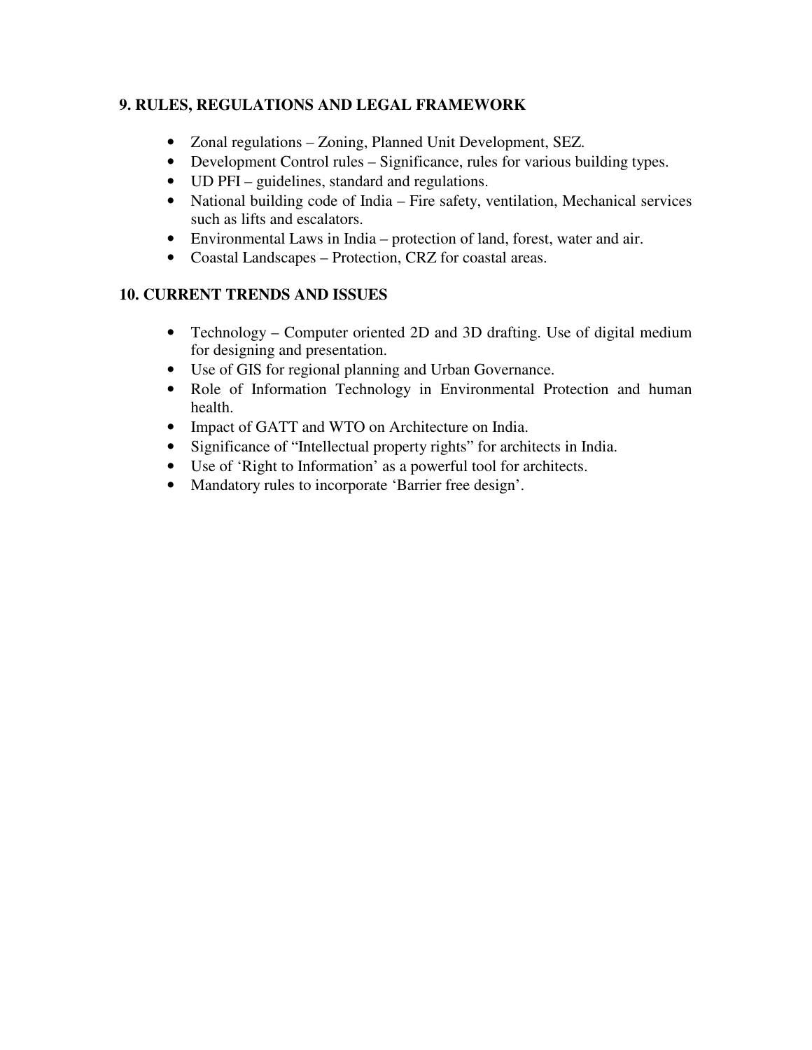## 9. RULES, REGULATIONS AND LEGAL FRAMEWORK

- Zonal regulations – Zoning, Planned Unit Development, SEZ.
- Development Control rules – Significance, rules for various building types.
- UD PFI – guidelines, standard and regulations.
- National building code of India – Fire safety, ventilation, Mechanical services such as lifts and escalators.
- Environmental Laws in India – protection of land, forest, water and air.
- Coastal Landscapes – Protection, CRZ for coastal areas.

## 10. CURRENT TRENDS AND ISSUES

- Technology – Computer oriented 2D and 3D drafting. Use of digital medium for designing and presentation.
- Use of GIS for regional planning and Urban Governance.
- Role of Information Technology in Environmental Protection and human health.
- Impact of GATT and WTO on Architecture on India.
- Significance of "Intellectual property rights" for architects in India.
- Use of 'Right to Information' as a powerful tool for architects.
- Mandatory rules to incorporate 'Barrier free design'.